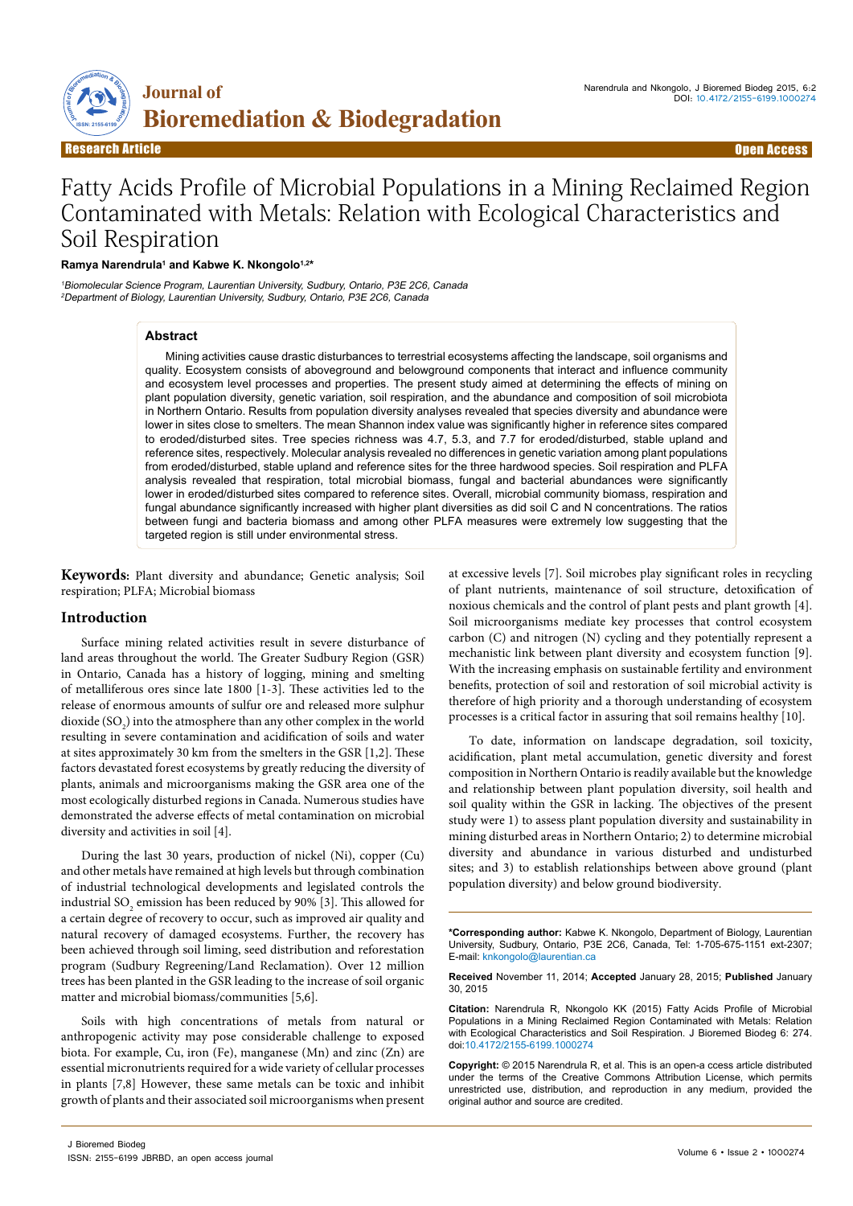Research Article | Open Access

# Fatty Acids Profile of Microbial Populations in a Mining Reclaimed Region Contaminated with Metals: Relation with Ecological Characteristics and Soil Respiration

**Ramya Narendrula[1] and Kabwe K. Nkongolo[1,2]***

[1]Biomolecular Science Program, Laurentian University, Sudbury, Ontario, P3E 2C6, Canada
[2]Department of Biology, Laurentian University, Sudbury, Ontario, P3E 2C6, Canada

## Abstract

Mining activities cause drastic disturbances to terrestrial ecosystems affecting the landscape, soil organisms and quality. Ecosystem consists of aboveground and belowground components that interact and influence community and ecosystem level processes and properties. The present study aimed at determining the effects of mining on plant population diversity, genetic variation, soil respiration, and the abundance and composition of soil microbiota in Northern Ontario. Results from population diversity analyses revealed that species diversity and abundance were lower in sites close to smelters. The mean Shannon index value was significantly higher in reference sites compared to eroded/disturbed sites. Tree species richness was 4.7, 5.3, and 7.7 for eroded/disturbed, stable upland and reference sites, respectively. Molecular analysis revealed no differences in genetic variation among plant populations from eroded/disturbed, stable upland and reference sites for the three hardwood species. Soil respiration and PLFA analysis revealed that respiration, total microbial biomass, fungal and bacterial abundances were significantly lower in eroded/disturbed sites compared to reference sites. Overall, microbial community biomass, respiration and fungal abundance significantly increased with higher plant diversities as did soil C and N concentrations. The ratios between fungi and bacteria biomass and among other PLFA measures were extremely low suggesting that the targeted region is still under environmental stress.

**Keywords:** Plant diversity and abundance; Genetic analysis; Soil respiration; PLFA; Microbial biomass

## Introduction

Surface mining related activities result in severe disturbance of land areas throughout the world. The Greater Sudbury Region (GSR) in Ontario, Canada has a history of logging, mining and smelting of metalliferous ores since late 1800 [1-3]. These activities led to the release of enormous amounts of sulfur ore and released more sulphur dioxide ($SO_2$) into the atmosphere than any other complex in the world resulting in severe contamination and acidification of soils and water at sites approximately 30 km from the smelters in the GSR [1,2]. These factors devastated forest ecosystems by greatly reducing the diversity of plants, animals and microorganisms making the GSR area one of the most ecologically disturbed regions in Canada. Numerous studies have demonstrated the adverse effects of metal contamination on microbial diversity and activities in soil [4].

During the last 30 years, production of nickel (Ni), copper (Cu) and other metals have remained at high levels but through combination of industrial technological developments and legislated controls the industrial $SO_2$ emission has been reduced by 90% [3]. This allowed for a certain degree of recovery to occur, such as improved air quality and natural recovery of damaged ecosystems. Further, the recovery has been achieved through soil liming, seed distribution and reforestation program (Sudbury Regreening/Land Reclamation). Over 12 million trees has been planted in the GSR leading to the increase of soil organic matter and microbial biomass/communities [5,6].

Soils with high concentrations of metals from natural or anthropogenic activity may pose considerable challenge to exposed biota. For example, Cu, iron (Fe), manganese (Mn) and zinc (Zn) are essential micronutrients required for a wide variety of cellular processes in plants [7,8] However, these same metals can be toxic and inhibit growth of plants and their associated soil microorganisms when present at excessive levels [7]. Soil microbes play significant roles in recycling of plant nutrients, maintenance of soil structure, detoxification of noxious chemicals and the control of plant pests and plant growth [4]. Soil microorganisms mediate key processes that control ecosystem carbon (C) and nitrogen (N) cycling and they potentially represent a mechanistic link between plant diversity and ecosystem function [9]. With the increasing emphasis on sustainable fertility and environment benefits, protection of soil and restoration of soil microbial activity is therefore of high priority and a thorough understanding of ecosystem processes is a critical factor in assuring that soil remains healthy [10].

To date, information on landscape degradation, soil toxicity, acidification, plant metal accumulation, genetic diversity and forest composition in Northern Ontario is readily available but the knowledge and relationship between plant population diversity, soil health and soil quality within the GSR in lacking. The objectives of the present study were 1) to assess plant population diversity and sustainability in mining disturbed areas in Northern Ontario; 2) to determine microbial diversity and abundance in various disturbed and undisturbed sites; and 3) to establish relationships between above ground (plant population diversity) and below ground biodiversity.

**\*Corresponding author:** Kabwe K. Nkongolo, Department of Biology, Laurentian University, Sudbury, Ontario, P3E 2C6, Canada, Tel: 1-705-675-1151 ext-2307; E-mail: knkongolo@laurentian.ca

**Received** November 11, 2014; **Accepted** January 28, 2015; **Published** January 30, 2015

**Citation:** Narendrula R, Nkongolo KK (2015) Fatty Acids Profile of Microbial Populations in a Mining Reclaimed Region Contaminated with Metals: Relation with Ecological Characteristics and Soil Respiration. J Bioremed Biodeg 6: 274. doi:10.4172/2155-6199.1000274

**Copyright:** © 2015 Narendrula R, et al. This is an open-a ccess article distributed under the terms of the Creative Commons Attribution License, which permits unrestricted use, distribution, and reproduction in any medium, provided the original author and source are credited.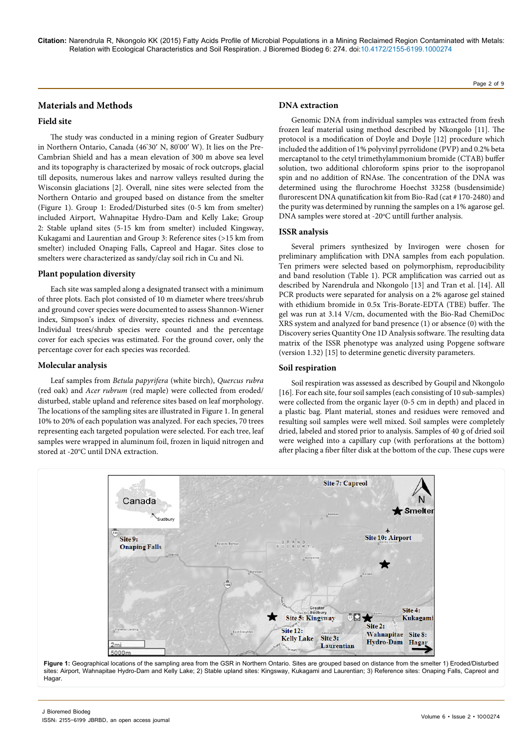## Materials and Methods

### Field site

The study was conducted in a mining region of Greater Sudbury in Northern Ontario, Canada (46°30′ N, 80°00′ W). It lies on the Pre-Cambrian Shield and has a mean elevation of 300 m above sea level and its topography is characterized by mosaic of rock outcrops, glacial till deposits, numerous lakes and narrow valleys resulted during the Wisconsin glaciations [2]. Overall, nine sites were selected from the Northern Ontario and grouped based on distance from the smelter (Figure 1). Group 1: Eroded/Disturbed sites (0-5 km from smelter) included Airport, Wahnapitae Hydro-Dam and Kelly Lake; Group 2: Stable upland sites (5-15 km from smelter) included Kingsway, Kukagami and Laurentian and Group 3: Reference sites (>15 km from smelter) included Onaping Falls, Capreol and Hagar. Sites close to smelters were characterized as sandy/clay soil rich in Cu and Ni.

### Plant population diversity

Each site was sampled along a designated transect with a minimum of three plots. Each plot consisted of 10 m diameter where trees/shrub and ground cover species were documented to assess Shannon-Wiener index, Simpson's index of diversity, species richness and evenness. Individual trees/shrub species were counted and the percentage cover for each species was estimated. For the ground cover, only the percentage cover for each species was recorded.

### Molecular analysis

Leaf samples from *Betula papyrifera* (white birch), *Quercus rubra* (red oak) and *Acer rubrum* (red maple) were collected from eroded/disturbed, stable upland and reference sites based on leaf morphology. The locations of the sampling sites are illustrated in Figure 1. In general 10% to 20% of each population was analyzed. For each species, 70 trees representing each targeted population were selected. For each tree, leaf samples were wrapped in aluminum foil, frozen in liquid nitrogen and stored at -20°C until DNA extraction.

### DNA extraction

Genomic DNA from individual samples was extracted from fresh frozen leaf material using method described by Nkongolo [11]. The protocol is a modification of Doyle and Doyle [12] procedure which included the addition of 1% polyvinyl pyrrolidone (PVP) and 0.2% beta mercaptanol to the cetyl trimethylammonium bromide (CTAB) buffer solution, two additional chloroform spins prior to the isopropanol spin and no addition of RNAse. The concentration of the DNA was determined using the flurochrome Hoechst 33258 (busdensimide) flurorescent DNA qunatification kit from Bio-Rad (cat # 170-2480) and the purity was determined by running the samples on a 1% agarose gel. DNA samples were stored at -20°C untill further analysis.

### ISSR analysis

Several primers synthesized by Invirogen were chosen for preliminary amplification with DNA samples from each population. Ten primers were selected based on polymorphism, reproducibility and band resolution (Table 1). PCR amplification was carried out as described by Narendrula and Nkongolo [13] and Tran et al. [14]. All PCR products were separated for analysis on a 2% agarose gel stained with ethidium bromide in 0.5x Tris-Borate-EDTA (TBE) buffer. The gel was run at 3.14 V/cm, documented with the Bio-Rad ChemiDoc XRS system and analyzed for band presence (1) or absence (0) with the Discovery series Quantity One 1D Analysis software. The resulting data matrix of the ISSR phenotype was analyzed using Popgene software (version 1.32) [15] to determine genetic diversity parameters.

### Soil respiration

Soil respiration was assessed as described by Goupil and Nkongolo [16]. For each site, four soil samples (each consisting of 10 sub-samples) were collected from the organic layer (0-5 cm in depth) and placed in a plastic bag. Plant material, stones and residues were removed and resulting soil samples were well mixed. Soil samples were completely dried, labeled and stored prior to analysis. Samples of 40 g of dried soil were weighed into a capillary cup (with perforations at the bottom) after placing a fiber filter disk at the bottom of the cup. These cups were

**Figure 1:** Geographical locations of the sampling area from the GSR in Northern Ontario. Sites are grouped based on distance from the smelter 1) Eroded/Disturbed sites: Airport, Wahnapitae Hydro-Dam and Kelly Lake; 2) Stable upland sites: Kingsway, Kukagami and Laurentian; 3) Reference sites: Onaping Falls, Capreol and Hagar.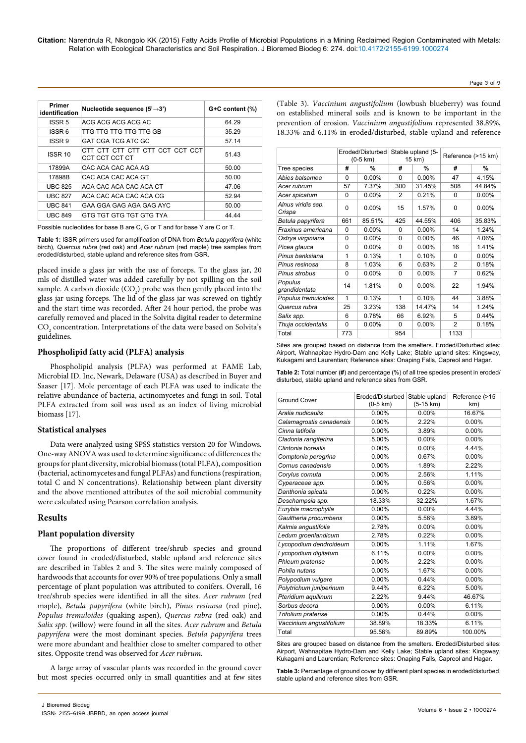| Primer identification | Nucleotide sequence (5'→3') | G+C content (%) |
|---|---|---|
| ISSR 5 | ACG ACG ACG ACG AC | 64.29 |
| ISSR 6 | TTG TTG TTG TTG TTG GB | 35.29 |
| ISSR 9 | GAT CGA TCG ATC GC | 57.14 |
| ISSR 10 | CTT CTT CTT CTT CTT CCT CCT CCT CCT CCT CCT CT | 51.43 |
| 17899A | CAC ACA CAC ACA AG | 50.00 |
| 17898B | CAC ACA CAC ACA GT | 50.00 |
| UBC 825 | ACA CAC ACA CAC ACA CT | 47.06 |
| UBC 827 | ACA CAC ACA CAC ACA CG | 52.94 |
| UBC 841 | GAA GGA GAG AGA GAG AYC | 50.00 |
| UBC 849 | GTG TGT GTG TGT GTG TYA | 44.44 |

Possible nucleotides for base B are C, G or T and for base Y are C or T.

**Table 1:** ISSR primers used for amplification of DNA from *Betula papyrifera* (white birch), *Quercus rubra* (red oak) and *Acer rubrum* (red maple) tree samples from eroded/disturbed, stable upland and reference sites from GSR.

placed inside a glass jar with the use of forceps. To the glass jar, 20 mls of distilled water was added carefully by not spilling on the soil sample. A carbon dioxide ($CO_2$) probe was then gently placed into the glass jar using forceps. The lid of the glass jar was screwed on tightly and the start time was recorded. After 24 hour period, the probe was carefully removed and placed in the Solvita digital reader to determine $CO_2$ concentration. Interpretations of the data were based on Solvita's guidelines.

### Phospholipid fatty acid (PLFA) analysis

Phospholipid analysis (PLFA) was performed at FAME Lab, Microbial ID. Inc, Newark, Delaware (USA) as described in Buyer and Saaser [17]. Mole percentage of each PLFA was used to indicate the relative abundance of bacteria, actinomycetes and fungi in soil. Total PLFA extracted from soil was used as an index of living microbial biomass [17].

### Statistical analyses

Data were analyzed using SPSS statistics version 20 for Windows. One-way ANOVA was used to determine significance of differences the groups for plant diversity, microbial biomass (total PLFA), composition (bacterial, actinomycetes and fungal PLFAs) and functions (respiration, total C and N concentrations). Relationship between plant diversity and the above mentioned attributes of the soil microbial community were calculated using Pearson correlation analysis.

## Results

### Plant population diversity

The proportions of different tree/shrub species and ground cover found in eroded/disturbed, stable upland and reference sites are described in Tables 2 and 3. The sites were mainly composed of hardwoods that accounts for over 90% of tree populations. Only a small percentage of plant population was attributed to conifers. Overall, 16 tree/shrub species were identified in all the sites. *Acer rubrum* (red maple), *Betula papyrifera* (white birch), *Pinus resinosa* (red pine), *Populus tremuloides* (quaking aspen), *Quercus rubra* (red oak) and *Salix spp.* (willow) were found in all the sites. *Acer rubrum* and *Betula papyrifera* were the most dominant species. *Betula papyrifera* trees were more abundant and healthier close to smelter compared to other sites. Opposite trend was observed for *Acer rubrum*.

A large array of vascular plants was recorded in the ground cover but most species occurred only in small quantities and at few sites (Table 3). *Vaccinium angustifolium* (lowbush blueberry) was found on established mineral soils and is known to be important in the prevention of erosion. *Vaccinium angustifolium* represented 38.89%, 18.33% and 6.11% in eroded/disturbed, stable upland and reference

| | Eroded/Disturbed (0-5 km) | | Stable upland (5-15 km) | | Reference (>15 km) | |
|---|---|---|---|---|---|---|
| Tree species | # | % | # | % | # | % |
| *Abies balsamea* | 0 | 0.00% | 0 | 0.00% | 47 | 4.15% |
| *Acer rubrum* | 57 | 7.37% | 300 | 31.45% | 508 | 44.84% |
| *Acer spicatum* | 0 | 0.00% | 2 | 0.21% | 0 | 0.00% |
| *Alnus viridis ssp. Crispa* | 0 | 0.00% | 15 | 1.57% | 0 | 0.00% |
| *Betula papyrifera* | 661 | 85.51% | 425 | 44.55% | 406 | 35.83% |
| *Fraxinus americana* | 0 | 0.00% | 0 | 0.00% | 14 | 1.24% |
| *Ostrya virginiana* | 0 | 0.00% | 0 | 0.00% | 46 | 4.06% |
| *Picea glauca* | 0 | 0.00% | 0 | 0.00% | 16 | 1.41% |
| *Pinus banksiana* | 1 | 0.13% | 1 | 0.10% | 0 | 0.00% |
| *Pinus resinosa* | 8 | 1.03% | 6 | 0.63% | 2 | 0.18% |
| *Pinus strobus* | 0 | 0.00% | 0 | 0.00% | 7 | 0.62% |
| *Populus grandidentata* | 14 | 1.81% | 0 | 0.00% | 22 | 1.94% |
| *Populus tremuloides* | 1 | 0.13% | 1 | 0.10% | 44 | 3.88% |
| *Quercus rubra* | 25 | 3.23% | 138 | 14.47% | 14 | 1.24% |
| *Salix spp.* | 6 | 0.78% | 66 | 6.92% | 5 | 0.44% |
| *Thuja occidentalis* | 0 | 0.00% | 0 | 0.00% | 2 | 0.18% |
| Total | 773 | | 954 | | 1133 | |

Sites are grouped based on distance from the smelters. Eroded/Disturbed sites: Airport, Wahnapitae Hydro-Dam and Kelly Lake; Stable upland sites: Kingsway, Kukagami and Laurentian; Reference sites: Onaping Falls, Capreol and Hagar.

**Table 2:** Total number (**#**) and percentage (%) of all tree species present in eroded/disturbed, stable upland and reference sites from GSR.

| Ground Cover | Eroded/Disturbed (0-5 km) | Stable upland (5-15 km) | Reference (>15 km) |
|---|---|---|---|
| *Aralia nudicaulis* | 0.00% | 0.00% | 16.67% |
| *Calamagrostis canadensis* | 0.00% | 2.22% | 0.00% |
| *Cinna latifolia* | 0.00% | 3.89% | 0.00% |
| *Cladonia rangiferina* | 5.00% | 0.00% | 0.00% |
| *Clintonia borealis* | 0.00% | 0.00% | 4.44% |
| *Comptonia peregrina* | 0.00% | 0.67% | 0.00% |
| *Cornus canadensis* | 0.00% | 1.89% | 2.22% |
| *Corylus cornuta* | 0.00% | 2.56% | 1.11% |
| *Cyperaceae spp.* | 0.00% | 0.56% | 0.00% |
| *Danthonia spicata* | 0.00% | 0.22% | 0.00% |
| *Deschampsia spp.* | 18.33% | 32.22% | 1.67% |
| *Eurybia macrophylla* | 0.00% | 0.00% | 4.44% |
| *Gaultheria procumbens* | 0.00% | 5.56% | 3.89% |
| *Kalmia angustifolia* | 2.78% | 0.00% | 0.00% |
| *Ledum groenlandicum* | 2.78% | 0.22% | 0.00% |
| *Lycopodium dendroideum* | 0.00% | 1.11% | 1.67% |
| *Lycopodium digitatum* | 6.11% | 0.00% | 0.00% |
| *Phleum pratense* | 0.00% | 2.22% | 0.00% |
| *Pohlia nutans* | 0.00% | 1.67% | 0.00% |
| *Polypodium vulgare* | 0.00% | 0.44% | 0.00% |
| *Polytrichum juniperinum* | 9.44% | 6.22% | 5.00% |
| *Pteridium aquilinum* | 2.22% | 9.44% | 46.67% |
| *Sorbus decora* | 0.00% | 0.00% | 6.11% |
| *Trifolium pratense* | 0.00% | 0.44% | 0.00% |
| *Vaccinium angustifolium* | 38.89% | 18.33% | 6.11% |
| Total | 95.56% | 89.89% | 100.00% |

Sites are grouped based on distance from the smelters. Eroded/Disturbed sites: Airport, Wahnapitae Hydro-Dam and Kelly Lake; Stable upland sites: Kingsway, Kukagami and Laurentian; Reference sites: Onaping Falls, Capreol and Hagar.

**Table 3:** Percentage of ground cover by different plant species in eroded/disturbed, stable upland and reference sites from GSR.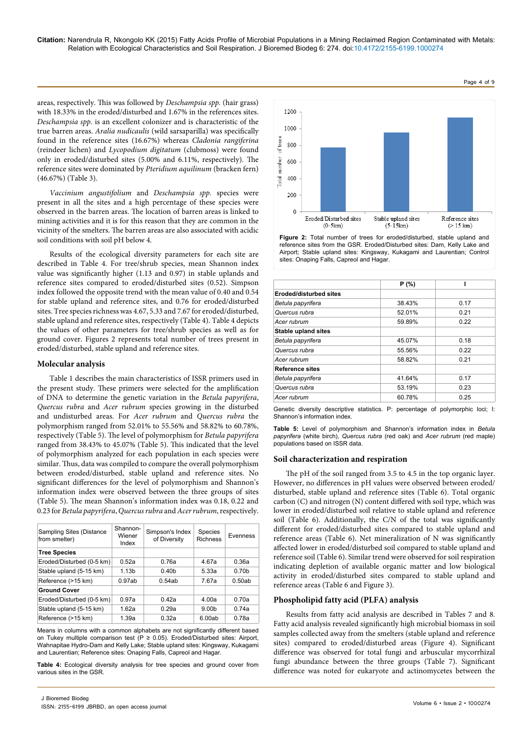areas, respectively. This was followed by *Deschampsia spp.* (hair grass) with 18.33% in the eroded/disturbed and 1.67% in the references sites. *Deschampsia spp.* is an excellent colonizer and is characteristic of the true barren areas. *Aralia nudicaulis* (wild sarsaparilla) was specifically found in the reference sites (16.67%) whereas *Cladonia rangiferina* (reindeer lichen) and *Lycopodium digitatum* (clubmoss) were found only in eroded/disturbed sites (5.00% and 6.11%, respectively). The reference sites were dominated by *Pteridium aquilinum* (bracken fern) (46.67%) (Table 3).

*Vaccinium angustifolium* and *Deschampsia spp.* species were present in all the sites and a high percentage of these species were observed in the barren areas. The location of barren areas is linked to mining activities and it is for this reason that they are common in the vicinity of the smelters. The barren areas are also associated with acidic soil conditions with soil pH below 4.

Results of the ecological diversity parameters for each site are described in Table 4. For tree/shrub species, mean Shannon index value was significantly higher (1.13 and 0.97) in stable uplands and reference sites compared to eroded/disturbed sites (0.52). Simpson index followed the opposite trend with the mean value of 0.40 and 0.54 for stable upland and reference sites, and 0.76 for eroded/disturbed sites. Tree species richness was 4.67, 5.33 and 7.67 for eroded/disturbed, stable upland and reference sites, respectively (Table 4). Table 4 depicts the values of other parameters for tree/shrub species as well as for ground cover. Figures 2 represents total number of trees present in eroded/disturbed, stable upland and reference sites.

## Molecular analysis

Table 1 describes the main characteristics of ISSR primers used in the present study. These primers were selected for the amplification of DNA to determine the genetic variation in the *Betula papyrifera*, *Quercus rubra* and *Acer rubrum* species growing in the disturbed and undisturbed areas. For *Acer rubrum* and *Quercus rubra* the polymorphism ranged from 52.01% to 55.56% and 58.82% to 60.78%, respectively (Table 5). The level of polymorphism for *Betula papyrifera* ranged from 38.43% to 45.07% (Table 5). This indicated that the level of polymorphism analyzed for each population in each species were similar. Thus, data was compiled to compare the overall polymorphism between eroded/disturbed, stable upland and reference sites. No significant differences for the level of polymorphism and Shannon's information index were observed between the three groups of sites (Table 5). The mean Shannon's information index was 0.18, 0.22 and 0.23 for *Betula papyrifera*, *Quercus rubra* and *Acer rubrum*, respectively.

| Sampling Sites (Distance from smelter) | Shannon-Wiener Index | Simpson's Index of Diversity | Species Richness | Evenness |
|---|---|---|---|---|
| **Tree Species** | | | | |
| Eroded/Disturbed (0-5 km) | 0.52a | 0.76a | 4.67a | 0.36a |
| Stable upland (5-15 km) | 1.13b | 0.40b | 5.33a | 0.70b |
| Reference (>15 km) | 0.97ab | 0.54ab | 7.67a | 0.50ab |
| **Ground Cover** | | | | |
| Eroded/Disturbed (0-5 km) | 0.97a | 0.42a | 4.00a | 0.70a |
| Stable upland (5-15 km) | 1.62a | 0.29a | 9.00b | 0.74a |
| Reference (>15 km) | 1.39a | 0.32a | 6.00ab | 0.78a |

Means in columns with a common alphabets are not significantly different based on Tukey multiple comparison test (P ≥ 0.05). Eroded/Disturbed sites: Airport, Wahnapitae Hydro-Dam and Kelly Lake; Stable upland sites: Kingsway, Kukagami and Laurentian; Reference sites: Onaping Falls, Capreol and Hagar.

**Table 4:** Ecological diversity analysis for tree species and ground cover from various sites in the GSR.

**Figure 2:** Total number of trees for eroded/disturbed, stable upland and reference sites from the GSR. Eroded/Disturbed sites: Dam, Kelly Lake and Airport; Stable upland sites: Kingsway, Kukagami and Laurentian; Control sites: Onaping Falls, Capreol and Hagar.

| | P (%) | I |
|---|---|---|
| **Eroded/disturbed sites** | | |
| *Betula papyrifera* | 38.43% | 0.17 |
| *Quercus rubra* | 52.01% | 0.21 |
| *Acer rubrum* | 59.89% | 0.22 |
| **Stable upland sites** | | |
| *Betula papyrifera* | 45.07% | 0.18 |
| *Quercus rubra* | 55.56% | 0.22 |
| *Acer rubrum* | 58.82% | 0.21 |
| **Reference sites** | | |
| *Betula papyrifera* | 41.64% | 0.17 |
| *Quercus rubra* | 53.19% | 0.23 |
| *Acer rubrum* | 60.78% | 0.25 |

Genetic diversity descriptive statistics. P: percentage of polymorphic loci; I: Shannon's information index.

**Table 5:** Level of polymorphism and Shannon's information index in *Betula papyrifera* (white birch), *Quercus rubra* (red oak) and *Acer rubrum* (red maple) populations based on ISSR data.

## Soil characterization and respiration

The pH of the soil ranged from 3.5 to 4.5 in the top organic layer. However, no differences in pH values were observed between eroded/disturbed, stable upland and reference sites (Table 6). Total organic carbon (C) and nitrogen (N) content differed with soil type, which was lower in eroded/disturbed soil relative to stable upland and reference soil (Table 6). Additionally, the C/N of the total was significantly different for eroded/disturbed sites compared to stable upland and reference areas (Table 6). Net mineralization of N was significantly affected lower in eroded/disturbed soil compared to stable upland and reference soil (Table 6). Similar trend were observed for soil respiration indicating depletion of available organic matter and low biological activity in eroded/disturbed sites compared to stable upland and reference areas (Table 6 and Figure 3).

## Phospholipid fatty acid (PLFA) analysis

Results from fatty acid analysis are described in Tables 7 and 8. Fatty acid analysis revealed significantly high microbial biomass in soil samples collected away from the smelters (stable upland and reference sites) compared to eroded/disturbed areas (Figure 4). Significant difference was observed for total fungi and arbuscular mycorrhizal fungi abundance between the three groups (Table 7). Significant difference was noted for eukaryote and actinomycetes between the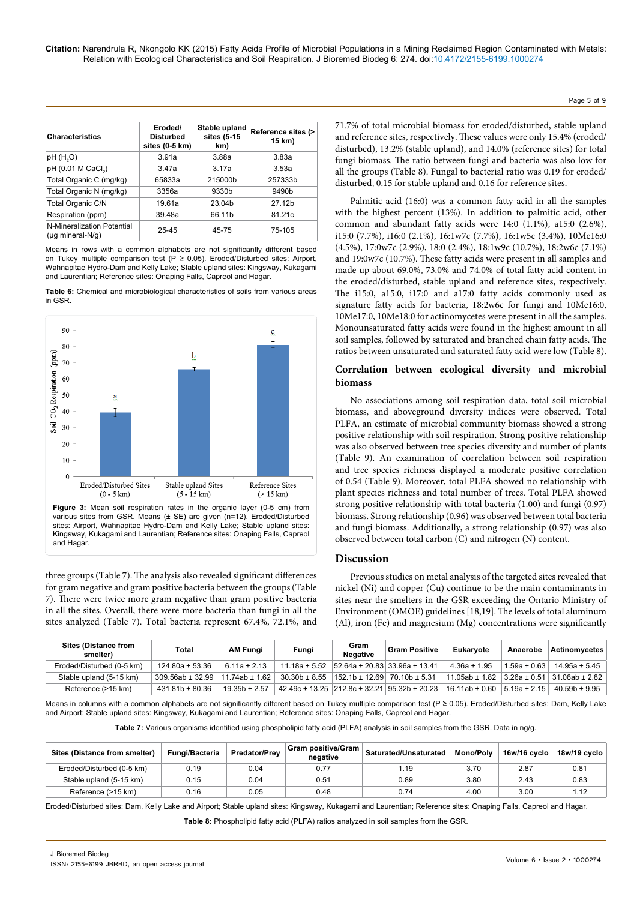| Characteristics | Eroded/ Disturbed sites (0-5 km) | Stable upland sites (5-15 km) | Reference sites (> 15 km) |
|---|---|---|---|
| pH ($H_2O$) | 3.91a | 3.88a | 3.83a |
| pH (0.01 M $CaCl_2$) | 3.47a | 3.17a | 3.53a |
| Total Organic C (mg/kg) | 65833a | 215000b | 257333b |
| Total Organic N (mg/kg) | 3356a | 9330b | 9490b |
| Total Organic C/N | 19.61a | 23.04b | 27.12b |
| Respiration (ppm) | 39.48a | 66.11b | 81.21c |
| N-Mineralization Potential (µg mineral-N/g) | 25-45 | 45-75 | 75-105 |

Means in rows with a common alphabets are not significantly different based on Tukey multiple comparison test (P ≥ 0.05). Eroded/Disturbed sites: Airport, Wahnapitae Hydro-Dam and Kelly Lake; Stable upland sites: Kingsway, Kukagami and Laurentian; Reference sites: Onaping Falls, Capreol and Hagar.

**Table 6:** Chemical and microbiological characteristics of soils from various areas in GSR.

**Figure 3:** Mean soil respiration rates in the organic layer (0-5 cm) from various sites from GSR. Means (± SE) are given (n=12). Eroded/Disturbed sites: Airport, Wahnapitae Hydro-Dam and Kelly Lake; Stable upland sites: Kingsway, Kukagami and Laurentian; Reference sites: Onaping Falls, Capreol and Hagar.

three groups (Table 7). The analysis also revealed significant differences for gram negative and gram positive bacteria between the groups (Table 7). There were twice more gram negative than gram positive bacteria in all the sites. Overall, there were more bacteria than fungi in all the sites analyzed (Table 7). Total bacteria represent 67.4%, 72.1%, and 71.7% of total microbial biomass for eroded/disturbed, stable upland and reference sites, respectively. These values were only 15.4% (eroded/disturbed), 13.2% (stable upland), and 14.0% (reference sites) for total fungi biomass. The ratio between fungi and bacteria was also low for all the groups (Table 8). Fungal to bacterial ratio was 0.19 for eroded/disturbed, 0.15 for stable upland and 0.16 for reference sites.

Palmitic acid (16:0) was a common fatty acid in all the samples with the highest percent (13%). In addition to palmitic acid, other common and abundant fatty acids were 14:0 (1.1%), a15:0 (2.6%), i15:0 (7.7%), i16:0 (2.1%), 16:1w7c (7.7%), 16:1w5c (3.4%), 10Me16:0 (4.5%), 17:0w7c (2.9%), 18:0 (2.4%), 18:1w9c (10.7%), 18:2w6c (7.1%) and 19:0w7c (10.7%). These fatty acids were present in all samples and made up about 69.0%, 73.0% and 74.0% of total fatty acid content in the eroded/disturbed, stable upland and reference sites, respectively. The i15:0, a15:0, i17:0 and a17:0 fatty acids commonly used as signature fatty acids for bacteria, 18:2w6c for fungi and 10Me16:0, 10Me17:0, 10Me18:0 for actinomycetes were present in all the samples. Monounsaturated fatty acids were found in the highest amount in all soil samples, followed by saturated and branched chain fatty acids. The ratios between unsaturated and saturated fatty acid were low (Table 8).

## Correlation between ecological diversity and microbial biomass

No associations among soil respiration data, total soil microbial biomass, and aboveground diversity indices were observed. Total PLFA, an estimate of microbial community biomass showed a strong positive relationship with soil respiration. Strong positive relationship was also observed between tree species diversity and number of plants (Table 9). An examination of correlation between soil respiration and tree species richness displayed a moderate positive correlation of 0.54 (Table 9). Moreover, total PLFA showed no relationship with plant species richness and total number of trees. Total PLFA showed strong positive relationship with total bacteria (1.00) and fungi (0.97) biomass. Strong relationship (0.96) was observed between total bacteria and fungi biomass. Additionally, a strong relationship (0.97) was also observed between total carbon (C) and nitrogen (N) content.

## Discussion

Previous studies on metal analysis of the targeted sites revealed that nickel (Ni) and copper (Cu) continue to be the main contaminants in sites near the smelters in the GSR exceeding the Ontario Ministry of Environment (OMOE) guidelines [18,19]. The levels of total aluminum (Al), iron (Fe) and magnesium (Mg) concentrations were significantly

| Sites (Distance from smelter) | Total | AM Fungi | Fungi | Gram Negative | Gram Positive | Eukaryote | Anaerobe | Actinomycetes |
|---|---|---|---|---|---|---|---|---|
| Eroded/Disturbed (0-5 km) | 124.80a ± 53.36 | 6.11a ± 2.13 | 11.18a ± 5.52 | 52.64a ± 20.83 | 33.96a ± 13.41 | 4.36a ± 1.95 | 1.59a ± 0.63 | 14.95a ± 5.45 |
| Stable upland (5-15 km) | 309.56ab ± 32.99 | 11.74ab ± 1.62 | 30.30b ± 8.55 | 152.1b ± 12.69 | 70.10b ± 5.31 | 11.05ab ± 1.82 | 3.26a ± 0.51 | 31.06ab ± 2.82 |
| Reference (>15 km) | 431.81b ± 80.36 | 19.35b ± 2.57 | 42.49c ± 13.25 | 212.8c ± 32.21 | 95.32b ± 20.23 | 16.11ab ± 0.60 | 5.19a ± 2.15 | 40.59b ± 9.95 |

Means in columns with a common alphabets are not significantly different based on Tukey multiple comparison test (P ≥ 0.05). Eroded/Disturbed sites: Dam, Kelly Lake and Airport; Stable upland sites: Kingsway, Kukagami and Laurentian; Reference sites: Onaping Falls, Capreol and Hagar.

**Table 7:** Various organisms identified using phospholipid fatty acid (PLFA) analysis in soil samples from the GSR. Data in ng/g.

| Sites (Distance from smelter) | Fungi/Bacteria | Predator/Prey | Gram positive/Gram negative | Saturated/Unsaturated | Mono/Poly | 16w/16 cyclo | 18w/19 cyclo |
|---|---|---|---|---|---|---|---|
| Eroded/Disturbed (0-5 km) | 0.19 | 0.04 | 0.77 | 1.19 | 3.70 | 2.87 | 0.81 |
| Stable upland (5-15 km) | 0.15 | 0.04 | 0.51 | 0.89 | 3.80 | 2.43 | 0.83 |
| Reference (>15 km) | 0.16 | 0.05 | 0.48 | 0.74 | 4.00 | 3.00 | 1.12 |

Eroded/Disturbed sites: Dam, Kelly Lake and Airport; Stable upland sites: Kingsway, Kukagami and Laurentian; Reference sites: Onaping Falls, Capreol and Hagar.

**Table 8:** Phospholipid fatty acid (PLFA) ratios analyzed in soil samples from the GSR.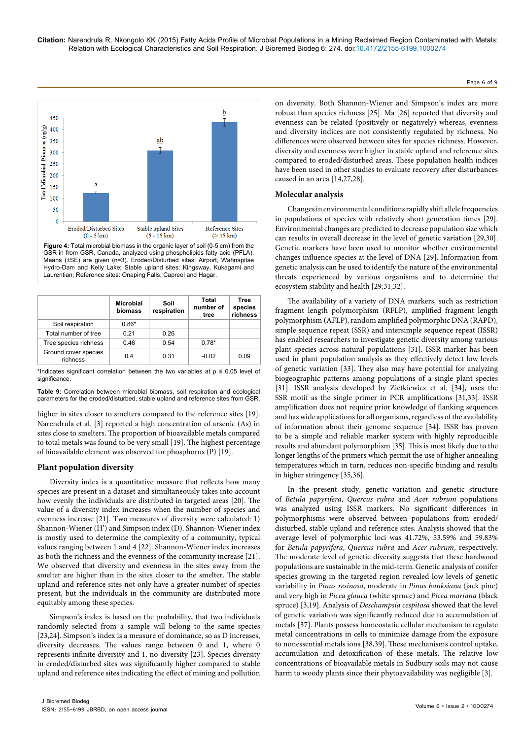Figure 4: Total microbial biomass in the organic layer of soil (0-5 cm) from the GSR in from GSR, Canada, analyzed using phospholipids fatty acid (PFLA). Means (±SE) are given (n=3). Eroded/Disturbed sites: Airport, Wahnapitae Hydro-Dam and Kelly Lake; Stable upland sites: Kingsway, Kukagami and Laurentian; Reference sites: Onaping Falls, Capreol and Hagar.

| | Microbial biomass | Soil respiration | Total number of tree | Tree species richness |
|---|---|---|---|---|
| Soil respiration | 0.86* | | | |
| Total number of tree | 0.21 | 0.26 | | |
| Tree species richness | 0.46 | 0.54 | 0.78* | |
| Ground cover species richness | 0.4 | 0.31 | -0.02 | 0.09 |

*Indicates significant correlation between the two variables at $p \leq 0.05$ level of significance.

**Table 9:** Correlation between microbial biomass, soil respiration and ecological parameters for the eroded/disturbed, stable upland and reference sites from GSR.

higher in sites closer to smelters compared to the reference sites [19]. Narendrula et al. [3] reported a high concentration of arsenic (As) in sites close to smelters. The proportion of bioavailable metals compared to total metals was found to be very small [19]. The highest percentage of bioavailable element was observed for phosphorus (P) [19].

## Plant population diversity

Diversity index is a quantitative measure that reflects how many species are present in a dataset and simultaneously takes into account how evenly the individuals are distributed in targeted areas [20]. The value of a diversity index increases when the number of species and evenness increase [21]. Two measures of diversity were calculated: 1) Shannon-Wiener (H') and Simpson index (D). Shannon-Wiener index is mostly used to determine the complexity of a community, typical values ranging between 1 and 4 [22]. Shannon-Wiener index increases as both the richness and the evenness of the community increase [21]. We observed that diversity and evenness in the sites away from the smelter are higher than in the sites closer to the smelter. The stable upland and reference sites not only have a greater number of species present, but the individuals in the community are distributed more equitably among these species.

Simpson's index is based on the probability, that two individuals randomly selected from a sample will belong to the same species [23,24]. Simpson's index is a measure of dominance, so as D increases, diversity decreases. The values range between 0 and 1, where 0 represents infinite diversity and 1, no diversity [23]. Species diversity in eroded/disturbed sites was significantly higher compared to stable upland and reference sites indicating the effect of mining and pollution on diversity. Both Shannon-Wiener and Simpson's index are more robust than species richness [25]. Ma [26] reported that diversity and evenness can be related (positively or negatively) whereas, evenness and diversity indices are not consistently regulated by richness. No differences were observed between sites for species richness. However, diversity and evenness were higher in stable upland and reference sites compared to eroded/disturbed areas. These population health indices have been used in other studies to evaluate recovery after disturbances caused in an area [14,27,28].

## Molecular analysis

Changes in environmental conditions rapidly shift allele frequencies in populations of species with relatively short generation times [29]. Environmental changes are predicted to decrease population size which can results in overall decrease in the level of genetic variation [29,30]. Genetic markers have been used to monitor whether environmental changes influence species at the level of DNA [29]. Information from genetic analysis can be used to identify the nature of the environmental threats experienced by various organisms and to determine the ecosystem stability and health [29,31,32].

The availability of a variety of DNA markers, such as restriction fragment length polymorphism (RFLP), amplified fragment length polymorphism (AFLP), random amplified polymorphic DNA (RAPD), simple sequence repeat (SSR) and intersimple sequence repeat (ISSR) has enabled researchers to investigate genetic diversity among various plant species across natural populations [31]. ISSR marker has been used in plant population analysis as they effectively detect low levels of genetic variation [33]. They also may have potential for analyzing biogeographic patterns among populations of a single plant species [31]. ISSR analysis developed by Zietkiewicz et al. [34], uses the SSR motif as the single primer in PCR amplifications [31,33]. ISSR amplification does not require prior knowledge of flanking sequences and has wide applications for all organisms, regardless of the availability of information about their genome sequence [34]. ISSR has proven to be a simple and reliable marker system with highly reproducible results and abundant polymorphism [35]. This is most likely due to the longer lengths of the primers which permit the use of higher annealing temperatures which in turn, reduces non-specific binding and results in higher stringency [35,36].

In the present study, genetic variation and genetic structure of *Betula papyrifera*, *Quercus rubra* and *Acer rubrum* populations was analyzed using ISSR markers. No significant differences in polymorphisms were observed between populations from eroded/disturbed, stable upland and reference sites. Analysis showed that the average level of polymorphic loci was 41.72%, 53.59% and 59.83% for *Betula papyrifera*, *Quercus rubra* and *Acer rubrum*, respectively. The moderate level of genetic diversity suggests that these hardwood populations are sustainable in the mid-term. Genetic analysis of conifer species growing in the targeted region revealed low levels of genetic variability in *Pinus resinosa*, moderate in *Pinus banksiana* (jack pine) and very high in *Picea glauca* (white spruce) and *Picea mariana* (black spruce) [3,19]. Analysis of *Deschampsia cespitosa* showed that the level of genetic variation was significantly reduced due to accumulation of metals [37]. Plants possess homeostatic cellular mechanism to regulate metal concentrations in cells to minimize damage from the exposure to nonessential metals ions [38,39]. These mechanisms control uptake, accumulation and detoxification of these metals. The relative low concentrations of bioavailable metals in Sudbury soils may not cause harm to woody plants since their phytoavailability was negligible [3].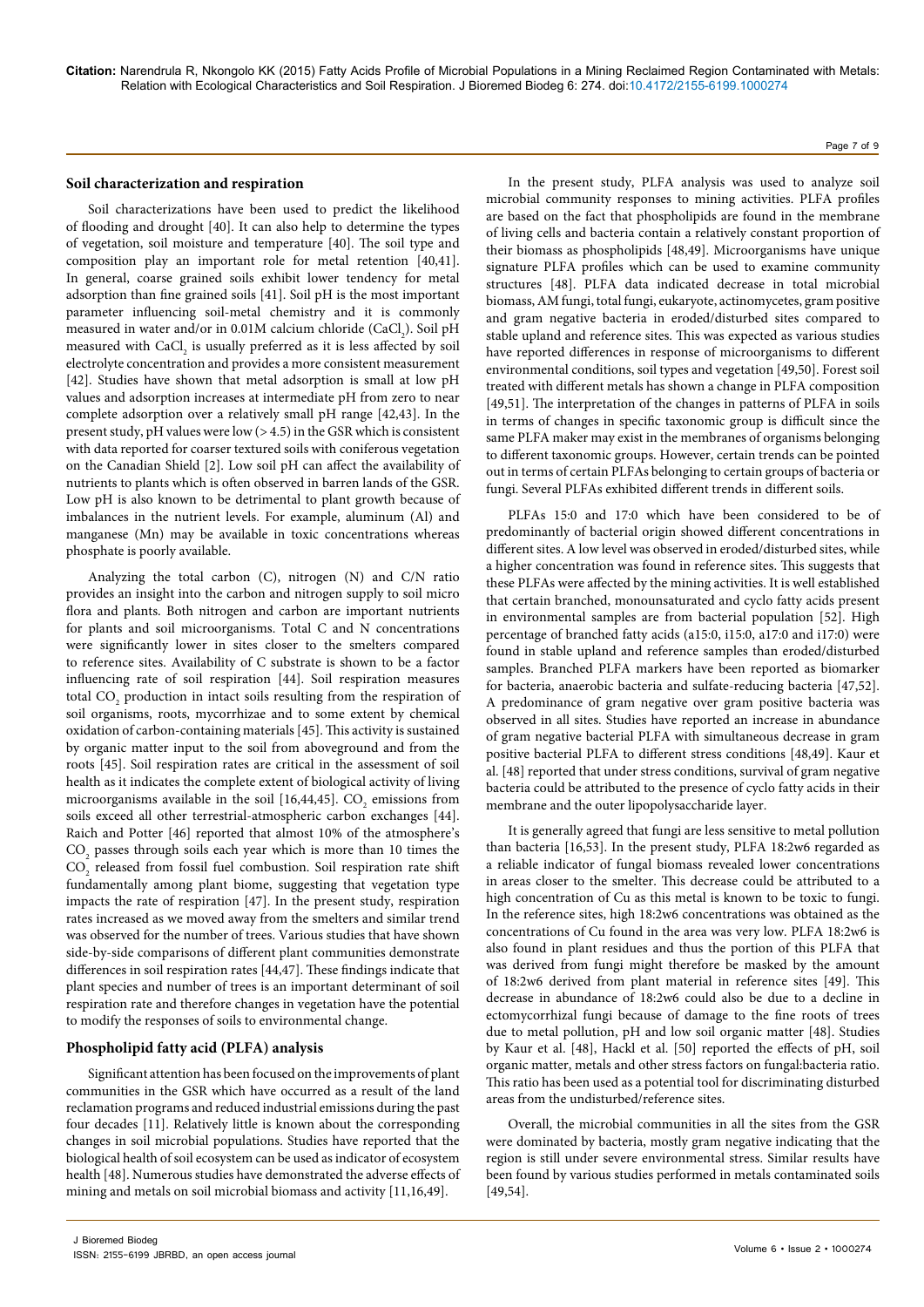### Soil characterization and respiration

Soil characterizations have been used to predict the likelihood of flooding and drought [40]. It can also help to determine the types of vegetation, soil moisture and temperature [40]. The soil type and composition play an important role for metal retention [40,41]. In general, coarse grained soils exhibit lower tendency for metal adsorption than fine grained soils [41]. Soil pH is the most important parameter influencing soil-metal chemistry and it is commonly measured in water and/or in 0.01M calcium chloride ($CaCl_2$). Soil pH measured with $CaCl_2$ is usually preferred as it is less affected by soil electrolyte concentration and provides a more consistent measurement [42]. Studies have shown that metal adsorption is small at low pH values and adsorption increases at intermediate pH from zero to near complete adsorption over a relatively small pH range [42,43]. In the present study, pH values were low (> 4.5) in the GSR which is consistent with data reported for coarser textured soils with coniferous vegetation on the Canadian Shield [2]. Low soil pH can affect the availability of nutrients to plants which is often observed in barren lands of the GSR. Low pH is also known to be detrimental to plant growth because of imbalances in the nutrient levels. For example, aluminum (Al) and manganese (Mn) may be available in toxic concentrations whereas phosphate is poorly available.

Analyzing the total carbon (C), nitrogen (N) and C/N ratio provides an insight into the carbon and nitrogen supply to soil micro flora and plants. Both nitrogen and carbon are important nutrients for plants and soil microorganisms. Total C and N concentrations were significantly lower in sites closer to the smelters compared to reference sites. Availability of C substrate is shown to be a factor influencing rate of soil respiration [44]. Soil respiration measures total $CO_2$ production in intact soils resulting from the respiration of soil organisms, roots, mycorrhizae and to some extent by chemical oxidation of carbon-containing materials [45]. This activity is sustained by organic matter input to the soil from aboveground and from the roots [45]. Soil respiration rates are critical in the assessment of soil health as it indicates the complete extent of biological activity of living microorganisms available in the soil [16,44,45]. $CO_2$ emissions from soils exceed all other terrestrial-atmospheric carbon exchanges [44]. Raich and Potter [46] reported that almost 10% of the atmosphere's $CO_2$ passes through soils each year which is more than 10 times the $CO_2$ released from fossil fuel combustion. Soil respiration rate shift fundamentally among plant biome, suggesting that vegetation type impacts the rate of respiration [47]. In the present study, respiration rates increased as we moved away from the smelters and similar trend was observed for the number of trees. Various studies that have shown side-by-side comparisons of different plant communities demonstrate differences in soil respiration rates [44,47]. These findings indicate that plant species and number of trees is an important determinant of soil respiration rate and therefore changes in vegetation have the potential to modify the responses of soils to environmental change.

### Phospholipid fatty acid (PLFA) analysis

Significant attention has been focused on the improvements of plant communities in the GSR which have occurred as a result of the land reclamation programs and reduced industrial emissions during the past four decades [11]. Relatively little is known about the corresponding changes in soil microbial populations. Studies have reported that the biological health of soil ecosystem can be used as indicator of ecosystem health [48]. Numerous studies have demonstrated the adverse effects of mining and metals on soil microbial biomass and activity [11,16,49].

In the present study, PLFA analysis was used to analyze soil microbial community responses to mining activities. PLFA profiles are based on the fact that phospholipids are found in the membrane of living cells and bacteria contain a relatively constant proportion of their biomass as phospholipids [48,49]. Microorganisms have unique signature PLFA profiles which can be used to examine community structures [48]. PLFA data indicated decrease in total microbial biomass, AM fungi, total fungi, eukaryote, actinomycetes, gram positive and gram negative bacteria in eroded/disturbed sites compared to stable upland and reference sites. This was expected as various studies have reported differences in response of microorganisms to different environmental conditions, soil types and vegetation [49,50]. Forest soil treated with different metals has shown a change in PLFA composition [49,51]. The interpretation of the changes in patterns of PLFA in soils in terms of changes in specific taxonomic group is difficult since the same PLFA maker may exist in the membranes of organisms belonging to different taxonomic groups. However, certain trends can be pointed out in terms of certain PLFAs belonging to certain groups of bacteria or fungi. Several PLFAs exhibited different trends in different soils.

PLFAs 15:0 and 17:0 which have been considered to be of predominantly of bacterial origin showed different concentrations in different sites. A low level was observed in eroded/disturbed sites, while a higher concentration was found in reference sites. This suggests that these PLFAs were affected by the mining activities. It is well established that certain branched, monounsaturated and cyclo fatty acids present in environmental samples are from bacterial population [52]. High percentage of branched fatty acids (a15:0, i15:0, a17:0 and i17:0) were found in stable upland and reference samples than eroded/disturbed samples. Branched PLFA markers have been reported as biomarker for bacteria, anaerobic bacteria and sulfate-reducing bacteria [47,52]. A predominance of gram negative over gram positive bacteria was observed in all sites. Studies have reported an increase in abundance of gram negative bacterial PLFA with simultaneous decrease in gram positive bacterial PLFA to different stress conditions [48,49]. Kaur et al. [48] reported that under stress conditions, survival of gram negative bacteria could be attributed to the presence of cyclo fatty acids in their membrane and the outer lipopolysaccharide layer.

It is generally agreed that fungi are less sensitive to metal pollution than bacteria [16,53]. In the present study, PLFA 18:2w6 regarded as a reliable indicator of fungal biomass revealed lower concentrations in areas closer to the smelter. This decrease could be attributed to a high concentration of Cu as this metal is known to be toxic to fungi. In the reference sites, high 18:2w6 concentrations was obtained as the concentrations of Cu found in the area was very low. PLFA 18:2w6 is also found in plant residues and thus the portion of this PLFA that was derived from fungi might therefore be masked by the amount of 18:2w6 derived from plant material in reference sites [49]. This decrease in abundance of 18:2w6 could also be due to a decline in ectomycorrhizal fungi because of damage to the fine roots of trees due to metal pollution, pH and low soil organic matter [48]. Studies by Kaur et al. [48], Hackl et al. [50] reported the effects of pH, soil organic matter, metals and other stress factors on fungal:bacteria ratio. This ratio has been used as a potential tool for discriminating disturbed areas from the undisturbed/reference sites.

Overall, the microbial communities in all the sites from the GSR were dominated by bacteria, mostly gram negative indicating that the region is still under severe environmental stress. Similar results have been found by various studies performed in metals contaminated soils [49,54].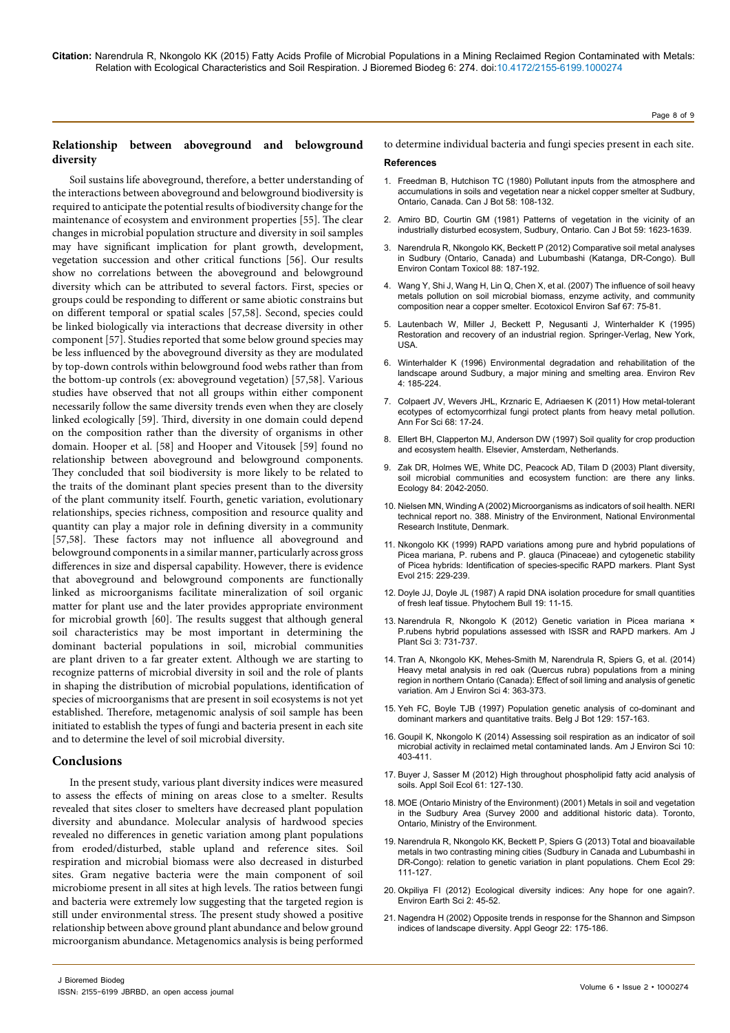## Relationship between aboveground and belowground diversity

Soil sustains life aboveground, therefore, a better understanding of the interactions between aboveground and belowground biodiversity is required to anticipate the potential results of biodiversity change for the maintenance of ecosystem and environment properties [55]. The clear changes in microbial population structure and diversity in soil samples may have significant implication for plant growth, development, vegetation succession and other critical functions [56]. Our results show no correlations between the aboveground and belowground diversity which can be attributed to several factors. First, species or groups could be responding to different or same abiotic constrains but on different temporal or spatial scales [57,58]. Second, species could be linked biologically via interactions that decrease diversity in other component [57]. Studies reported that some below ground species may be less influenced by the aboveground diversity as they are modulated by top-down controls within belowground food webs rather than from the bottom-up controls (ex: aboveground vegetation) [57,58]. Various studies have observed that not all groups within either component necessarily follow the same diversity trends even when they are closely linked ecologically [59]. Third, diversity in one domain could depend on the composition rather than the diversity of organisms in other domain. Hooper et al. [58] and Hooper and Vitousek [59] found no relationship between aboveground and belowground components. They concluded that soil biodiversity is more likely to be related to the traits of the dominant plant species present than to the diversity of the plant community itself. Fourth, genetic variation, evolutionary relationships, species richness, composition and resource quality and quantity can play a major role in defining diversity in a community [57,58]. These factors may not influence all aboveground and belowground components in a similar manner, particularly across gross differences in size and dispersal capability. However, there is evidence that aboveground and belowground components are functionally linked as microorganisms facilitate mineralization of soil organic matter for plant use and the later provides appropriate environment for microbial growth [60]. The results suggest that although general soil characteristics may be most important in determining the dominant bacterial populations in soil, microbial communities are plant driven to a far greater extent. Although we are starting to recognize patterns of microbial diversity in soil and the role of plants in shaping the distribution of microbial populations, identification of species of microorganisms that are present in soil ecosystems is not yet established. Therefore, metagenomic analysis of soil sample has been initiated to establish the types of fungi and bacteria present in each site and to determine the level of soil microbial diversity.

## Conclusions

In the present study, various plant diversity indices were measured to assess the effects of mining on areas close to a smelter. Results revealed that sites closer to smelters have decreased plant population diversity and abundance. Molecular analysis of hardwood species revealed no differences in genetic variation among plant populations from eroded/disturbed, stable upland and reference sites. Soil respiration and microbial biomass were also decreased in disturbed sites. Gram negative bacteria were the main component of soil microbiome present in all sites at high levels. The ratios between fungi and bacteria were extremely low suggesting that the targeted region is still under environmental stress. The present study showed a positive relationship between above ground plant abundance and below ground microorganism abundance. Metagenomics analysis is being performed to determine individual bacteria and fungi species present in each site.

## References

1. Freedman B, Hutchison TC (1980) Pollutant inputs from the atmosphere and accumulations in soils and vegetation near a nickel copper smelter at Sudbury, Ontario, Canada. Can J Bot 58: 108-132.
2. Amiro BD, Courtin GM (1981) Patterns of vegetation in the vicinity of an industrially disturbed ecosystem, Sudbury, Ontario. Can J Bot 59: 1623-1639.
3. Narendrula R, Nkongolo KK, Beckett P (2012) Comparative soil metal analyses in Sudbury (Ontario, Canada) and Lubumbashi (Katanga, DR-Congo). Bull Environ Contam Toxicol 88: 187-192.
4. Wang Y, Shi J, Wang H, Lin Q, Chen X, et al. (2007) The influence of soil heavy metals pollution on soil microbial biomass, enzyme activity, and community composition near a copper smelter. Ecotoxicol Environ Saf 67: 75-81.
5. Lautenbach W, Miller J, Beckett P, Negusanti J, Winterhalder K (1995) Restoration and recovery of an industrial region. Springer-Verlag, New York, USA.
6. Winterhalder K (1996) Environmental degradation and rehabilitation of the landscape around Sudbury, a major mining and smelting area. Environ Rev 4: 185-224.
7. Colpaert JV, Wevers JHL, Krznaric E, Adriaesen K (2011) How metal-tolerant ecotypes of ectomycorrhizal fungi protect plants from heavy metal pollution. Ann For Sci 68: 17-24.
8. Ellert BH, Clapperton MJ, Anderson DW (1997) Soil quality for crop production and ecosystem health. Elsevier, Amsterdam, Netherlands.
9. Zak DR, Holmes WE, White DC, Peacock AD, Tilam D (2003) Plant diversity, soil microbial communities and ecosystem function: are there any links. Ecology 84: 2042-2050.
10. Nielsen MN, Winding A (2002) Microorganisms as indicators of soil health. NERI technical report no. 388. Ministry of the Environment, National Environmental Research Institute, Denmark.
11. Nkongolo KK (1999) RAPD variations among pure and hybrid populations of Picea mariana, P. rubens and P. glauca (Pinaceae) and cytogenetic stability of Picea hybrids: Identification of species-specific RAPD markers. Plant Syst Evol 215: 229-239.
12. Doyle JJ, Doyle JL (1987) A rapid DNA isolation procedure for small quantities of fresh leaf tissue. Phytochem Bull 19: 11-15.
13. Narendrula R, Nkongolo K (2012) Genetic variation in Picea mariana × P.rubens hybrid populations assessed with ISSR and RAPD markers. Am J Plant Sci 3: 731-737.
14. Tran A, Nkongolo KK, Mehes-Smith M, Narendrula R, Spiers G, et al. (2014) Heavy metal analysis in red oak (Quercus rubra) populations from a mining region in northern Ontario (Canada): Effect of soil liming and analysis of genetic variation. Am J Environ Sci 4: 363-373.
15. Yeh FC, Boyle TJB (1997) Population genetic analysis of co-dominant and dominant markers and quantitative traits. Belg J Bot 129: 157-163.
16. Goupil K, Nkongolo K (2014) Assessing soil respiration as an indicator of soil microbial activity in reclaimed metal contaminated lands. Am J Environ Sci 10: 403-411.
17. Buyer J, Sasser M (2012) High throughout phospholipid fatty acid analysis of soils. Appl Soil Ecol 61: 127-130.
18. MOE (Ontario Ministry of the Environment) (2001) Metals in soil and vegetation in the Sudbury Area (Survey 2000 and additional historic data). Toronto, Ontario, Ministry of the Environment.
19. Narendrula R, Nkongolo KK, Beckett P, Spiers G (2013) Total and bioavailable metals in two contrasting mining cities (Sudbury in Canada and Lubumbashi in DR-Congo): relation to genetic variation in plant populations. Chem Ecol 29: 111-127.
20. Okpiliya FI (2012) Ecological diversity indices: Any hope for one again?. Environ Earth Sci 2: 45-52.
21. Nagendra H (2002) Opposite trends in response for the Shannon and Simpson indices of landscape diversity. Appl Geogr 22: 175-186.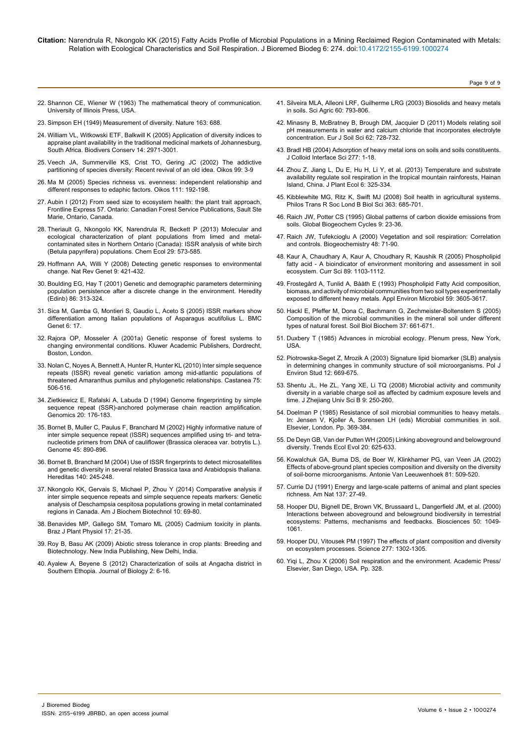22. Shannon CE, Wiener W (1963) The mathematical theory of communication. University of Illinois Press, USA.

23. Simpson EH (1949) Measurement of diversity. Nature 163: 688.

24. William VL, Witkowski ETF, Balkwill K (2005) Application of diversity indices to appraise plant availability in the traditional medicinal markets of Johannesburg, South Africa. Biodivers Conserv 14: 2971-3001.

25. Veech JA, Summerville KS, Crist TO, Gering JC (2002) The addictive partitioning of species diversity: Recent revival of an old idea. Oikos 99: 3-9

26. Ma M (2005) Species richness vs. evenness: independent relationship and different responses to edaphic factors. Oikos 111: 192-198.

27. Aubin I (2012) From seed size to ecosystem health: the plant trait approach, Frontline Express 57. Ontario: Canadian Forest Service Publications, Sault Ste Marie, Ontario, Canada.

28. Theriault G, Nkongolo KK, Narendrula R, Beckett P (2013) Molecular and ecological characterization of plant populations from limed and metal-contaminated sites in Northern Ontario (Canada): ISSR analysis of white birch (Betula papyrifera) populations. Chem Ecol 29: 573-585.

29. Hoffmann AA, Willi Y (2008) Detecting genetic responses to environmental change. Nat Rev Genet 9: 421-432.

30. Boulding EG, Hay T (2001) Genetic and demographic parameters determining population persistence after a discrete change in the environment. Heredity (Edinb) 86: 313-324.

31. Sica M, Gamba G, Montieri S, Gaudio L, Aceto S (2005) ISSR markers show differentiation among Italian populations of Asparagus acutifolius L. BMC Genet 6: 17.

32. Rajora OP, Mosseler A (2001a) Genetic response of forest systems to changing environmental conditions. Kluwer Academic Publishers, Dordrecht, Boston, London.

33. Nolan C, Noyes A, Bennett A, Hunter R, Hunter KL (2010) Inter simple sequence repeats (ISSR) reveal genetic variation among mid-atlantic populations of threatened Amaranthus pumilus and phylogenetic relationships. Castanea 75: 506-516.

34. Zietkiewicz E, Rafalski A, Labuda D (1994) Genome fingerprinting by simple sequence repeat (SSR)-anchored polymerase chain reaction amplification. Genomics 20: 176-183.

35. Bornet B, Muller C, Paulus F, Branchard M (2002) Highly informative nature of inter simple sequence repeat (ISSR) sequences amplified using tri- and tetra-nucleotide primers from DNA of cauliflower (Brassica oleracea var. botrytis L.). Genome 45: 890-896.

36. Bornet B, Branchard M (2004) Use of ISSR fingerprints to detect microsatellites and genetic diversity in several related Brassica taxa and Arabidopsis thaliana. Hereditas 140: 245-248.

37. Nkongolo KK, Gervais S, Michael P, Zhou Y (2014) Comparative analysis if inter simple sequence repeats and simple sequence repeats markers: Genetic analysis of Deschampsia cespitosa populations growing in metal contaminated regions in Canada. Am J Biochem Biotechnol 10: 69-80.

38. Benavides MP, Gallego SM, Tomaro ML (2005) Cadmium toxicity in plants. Braz J Plant Physiol 17: 21-35.

39. Roy B, Basu AK (2009) Abiotic stress tolerance in crop plants: Breeding and Biotechnology. New India Publishing, New Delhi, India.

40. Ayalew A, Beyene S (2012) Characterization of soils at Angacha district in Southern Ethopia. Journal of Biology 2: 6-16.

41. Silveira MLA, Alleoni LRF, Guilherme LRG (2003) Biosolids and heavy metals in soils. Sci Agric 60: 793-806.

42. Minasny B, McBratney B, Brough DM, Jacquier D (2011) Models relating soil pH measurements in water and calcium chloride that incorporates electrolyte concentration. Eur J Soil Sci 62: 728-732.

43. Bradl HB (2004) Adsorption of heavy metal ions on soils and soils constituents. J Colloid Interface Sci 277: 1-18.

44. Zhou Z, Jiang L, Du E, Hu H, Li Y, et al. (2013) Temperature and substrate availability regulate soil respiration in the tropical mountain rainforests, Hainan Island, China. J Plant Ecol 6: 325-334.

45. Kibblewhite MG, Ritz K, Swift MJ (2008) Soil health in agricultural systems. Philos Trans R Soc Lond B Biol Sci 363: 685-701.

46. Raich JW, Potter CS (1995) Global patterns of carbon dioxide emissions from soils. Global Biogeochem Cycles 9: 23-36.

47. Raich JW, Tufekcioglu A (2000) Vegetation and soil respiration: Correlation and controls. Biogeochemistry 48: 71-90.

48. Kaur A, Chaudhary A, Kaur A, Choudhary R, Kaushik R (2005) Phospholipid fatty acid - A bioindicator of environment monitoring and assessment in soil ecosystem. Curr Sci 89: 1103-1112.

49. Frostegård A, Tunlid A, Bååth E (1993) Phospholipid Fatty Acid composition, biomass, and activity of microbial communities from two soil types experimentally exposed to different heavy metals. Appl Environ Microbiol 59: 3605-3617.

50. Hackl E, Pfeffer M, Dona C, Bachmann G, Zechmeister-Boltenstern S (2005) Composition of the microbial communities in the mineral soil under different types of natural forest. Soil Biol Biochem 37: 661-671.

51. Duxbery T (1985) Advances in microbial ecology. Plenum press, New York, USA.

52. Piotrowska-Seget Z, Mrozik A (2003) Signature lipid biomarker (SLB) analysis in determining changes in community structure of soil microorganisms. Pol J Environ Stud 12: 669-675.

53. Shentu JL, He ZL, Yang XE, Li TQ (2008) Microbial activity and community diversity in a variable charge soil as affected by cadmium exposure levels and time. J Zhejiang Univ Sci B 9: 250-260.

54. Doelman P (1985) Resistance of soil microbial communities to heavy metals. In: Jensen V, Kjoller A, Sorensen LH (eds) Microbial communities in soil. Elsevier, London. Pp. 369-384.

55. De Deyn GB, Van der Putten WH (2005) Linking aboveground and belowground diversity. Trends Ecol Evol 20: 625-633.

56. Kowalchuk GA, Buma DS, de Boer W, Klinkhamer PG, van Veen JA (2002) Effects of above-ground plant species composition and diversity on the diversity of soil-borne microorganisms. Antonie Van Leeuwenhoek 81: 509-520.

57. Currie DJ (1991) Energy and large-scale patterns of animal and plant species richness. Am Nat 137: 27-49.

58. Hooper DU, Bignell DE, Brown VK, Brussaard L, Dangerfield JM, et al. (2000) Interactions between aboveground and belowground biodiversity in terrestrial ecosystems: Patterns, mechanisms and feedbacks. Biosciences 50: 1049-1061.

59. Hooper DU, Vitousek PM (1997) The effects of plant composition and diversity on ecosystem processes. Science 277: 1302-1305.

60. Yiqi L, Zhou X (2006) Soil respiration and the environment. Academic Press/ Elsevier, San Diego, USA. Pp. 328.